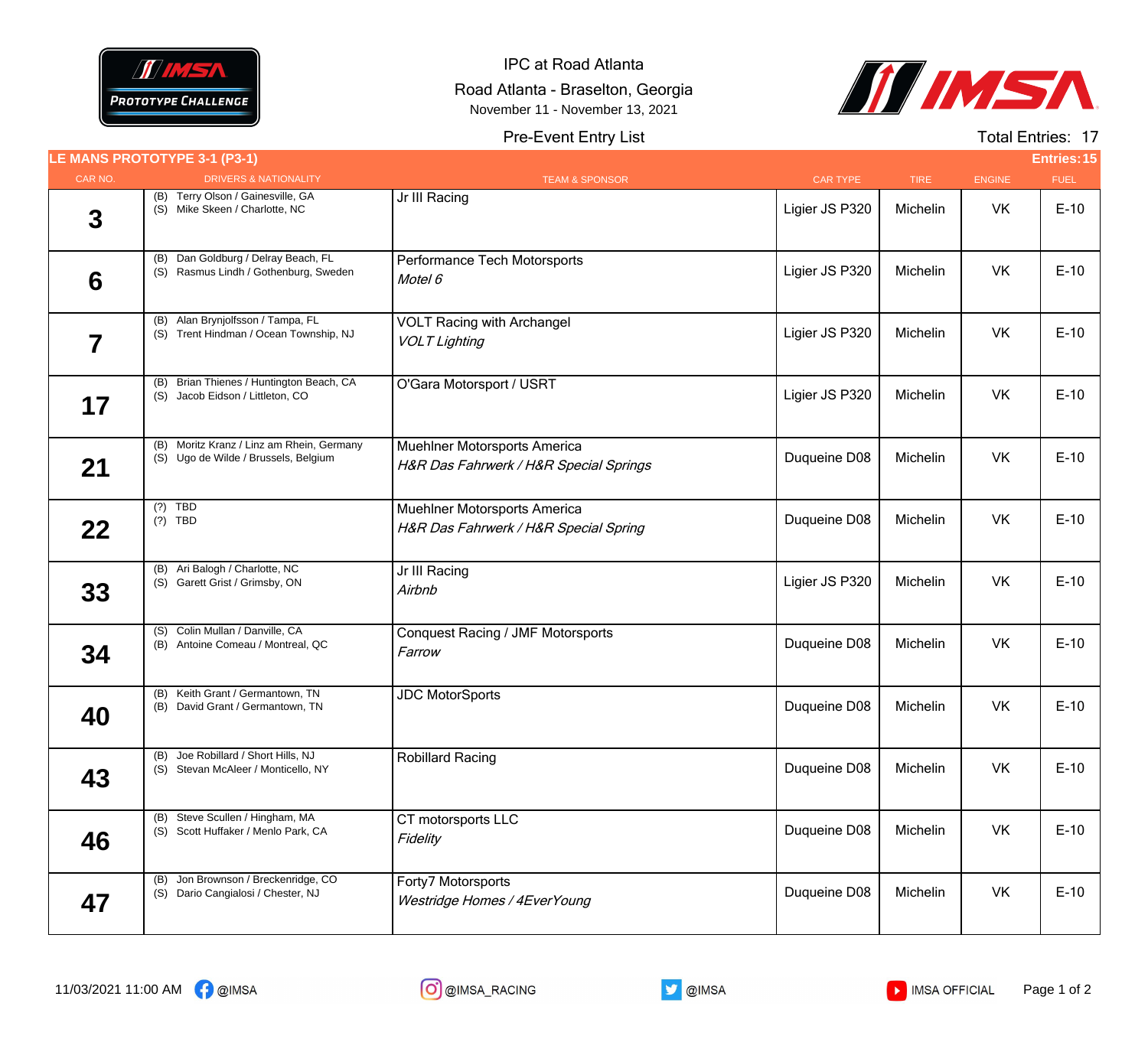IPC at Road Atlanta

Road Atlanta - Braselton, Georgia

November 11 - November 13, 2021

Pre-Event Entry List

Total Entries: 17

## LE MANS PROTOTYPE 3-1 (P3-1)

Entries: 15

| CAR NO. | DRIVERS & NATIONALITY | TEAM & SPONSOR | CAR TYPE | TIRE | ENGINE | FUEL |
|---|---|---|---|---|---|---|
| 3 | (B) Terry Olson / Gainesville, GA<br>(S) Mike Skeen / Charlotte, NC | Jr III Racing | Ligier JS P320 | Michelin | VK | E-10 |
| 6 | (B) Dan Goldburg / Delray Beach, FL<br>(S) Rasmus Lindh / Gothenburg, Sweden | Performance Tech Motorsports<br>*Motel 6* | Ligier JS P320 | Michelin | VK | E-10 |
| 7 | (B) Alan Brynjolfsson / Tampa, FL<br>(S) Trent Hindman / Ocean Township, NJ | VOLT Racing with Archangel<br>*VOLT Lighting* | Ligier JS P320 | Michelin | VK | E-10 |
| 17 | (B) Brian Thienes / Huntington Beach, CA<br>(S) Jacob Eidson / Littleton, CO | O'Gara Motorsport / USRT | Ligier JS P320 | Michelin | VK | E-10 |
| 21 | (B) Moritz Kranz / Linz am Rhein, Germany<br>(S) Ugo de Wilde / Brussels, Belgium | Muehlner Motorsports America<br>*H&R Das Fahrwerk / H&R Special Springs* | Duqueine D08 | Michelin | VK | E-10 |
| 22 | (?) TBD<br>(?) TBD | Muehlner Motorsports America<br>*H&R Das Fahrwerk / H&R Special Spring* | Duqueine D08 | Michelin | VK | E-10 |
| 33 | (B) Ari Balogh / Charlotte, NC<br>(S) Garett Grist / Grimsby, ON | Jr III Racing<br>*Airbnb* | Ligier JS P320 | Michelin | VK | E-10 |
| 34 | (S) Colin Mullan / Danville, CA<br>(B) Antoine Comeau / Montreal, QC | Conquest Racing / JMF Motorsports<br>*Farrow* | Duqueine D08 | Michelin | VK | E-10 |
| 40 | (B) Keith Grant / Germantown, TN<br>(B) David Grant / Germantown, TN | JDC MotorSports | Duqueine D08 | Michelin | VK | E-10 |
| 43 | (B) Joe Robillard / Short Hills, NJ<br>(S) Stevan McAleer / Monticello, NY | Robillard Racing | Duqueine D08 | Michelin | VK | E-10 |
| 46 | (B) Steve Scullen / Hingham, MA<br>(S) Scott Huffaker / Menlo Park, CA | CT motorsports LLC<br>*Fidelity* | Duqueine D08 | Michelin | VK | E-10 |
| 47 | (B) Jon Brownson / Breckenridge, CO<br>(S) Dario Cangialosi / Chester, NJ | Forty7 Motorsports<br>*Westridge Homes / 4EverYoung* | Duqueine D08 | Michelin | VK | E-10 |

11/03/2021 11:00 AM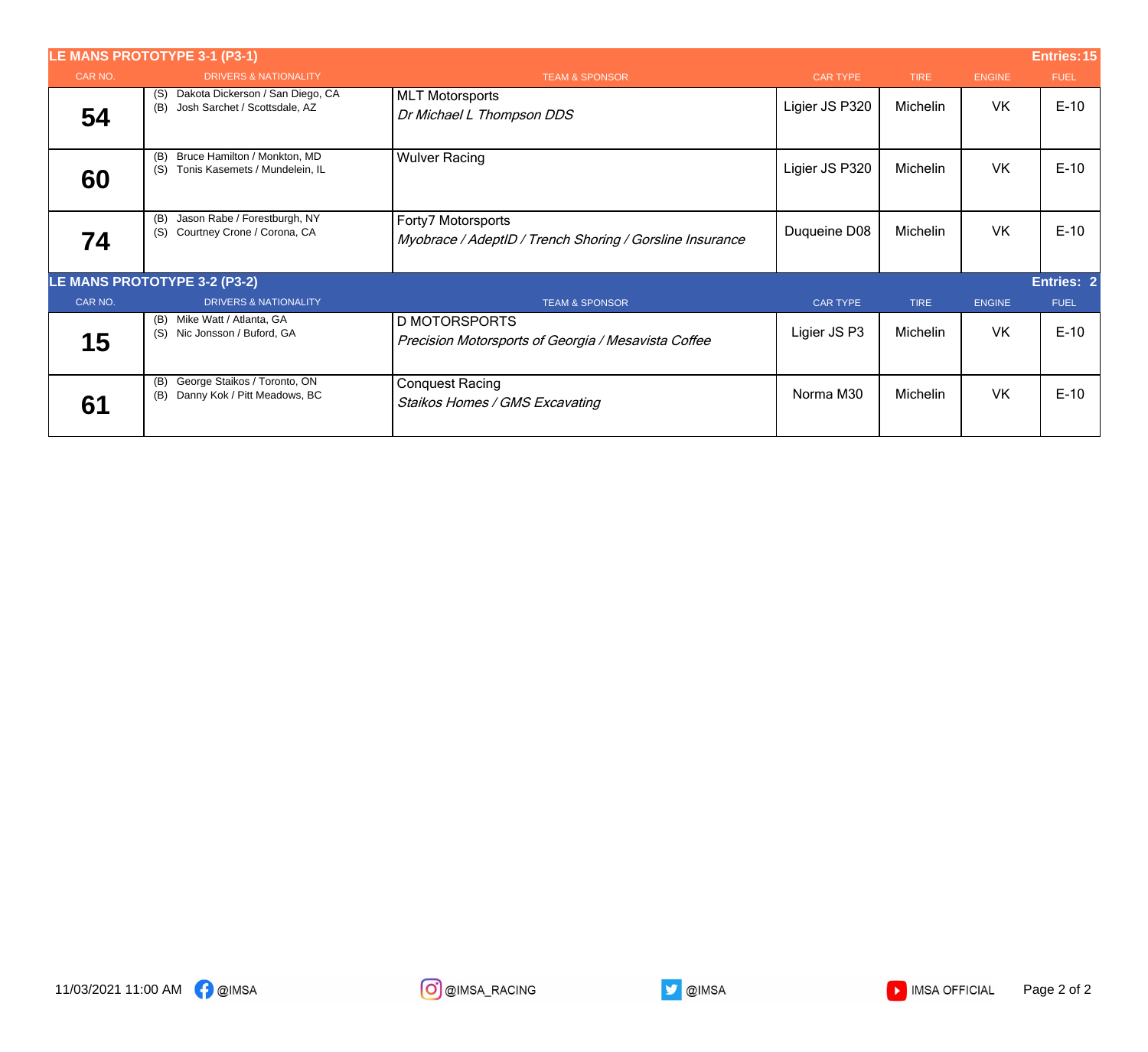## LE MANS PROTOTYPE 3-1 (P3-1)

Entries: 15

| CAR NO. | DRIVERS & NATIONALITY | TEAM & SPONSOR | CAR TYPE | TIRE | ENGINE | FUEL |
|---|---|---|---|---|---|---|
| 54 | (S) Dakota Dickerson / San Diego, CA<br>(B) Josh Sarchet / Scottsdale, AZ | MLT Motorsports<br>*Dr Michael L Thompson DDS* | Ligier JS P320 | Michelin | VK | E-10 |
| 60 | (B) Bruce Hamilton / Monkton, MD<br>(S) Tonis Kasemets / Mundelein, IL | Wulver Racing | Ligier JS P320 | Michelin | VK | E-10 |
| 74 | (B) Jason Rabe / Forestburgh, NY<br>(S) Courtney Crone / Corona, CA | Forty7 Motorsports<br>*Myobrace / AdeptID / Trench Shoring / Gorsline Insurance* | Duqueine D08 | Michelin | VK | E-10 |

## LE MANS PROTOTYPE 3-2 (P3-2)

Entries: 2

| CAR NO. | DRIVERS & NATIONALITY | TEAM & SPONSOR | CAR TYPE | TIRE | ENGINE | FUEL |
|---|---|---|---|---|---|---|
| 15 | (B) Mike Watt / Atlanta, GA<br>(S) Nic Jonsson / Buford, GA | D MOTORSPORTS<br>*Precision Motorsports of Georgia / Mesavista Coffee* | Ligier JS P3 | Michelin | VK | E-10 |
| 61 | (B) George Staikos / Toronto, ON<br>(B) Danny Kok / Pitt Meadows, BC | Conquest Racing<br>*Staikos Homes / GMS Excavating* | Norma M30 | Michelin | VK | E-10 |

11/03/2021 11:00 AM @IMSA @IMSA_RACING @IMSA IMSA OFFICIAL